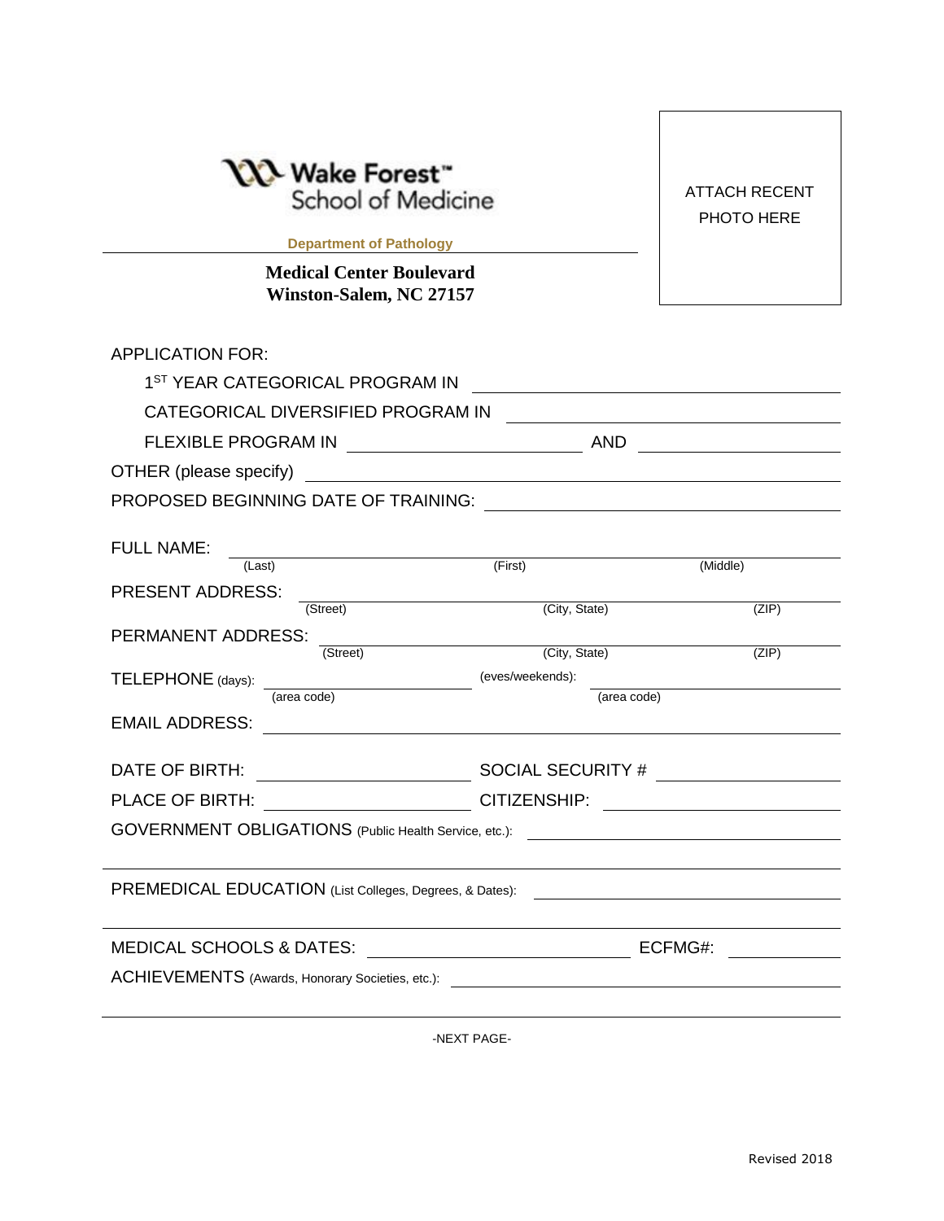Wake Forest™ School of Medicine

**Department of Pathology**

**Medical Center Boulevard**
**Winston-Salem, NC 27157**

ATTACH RECENT PHOTO HERE

APPLICATION FOR:

1ST YEAR CATEGORICAL PROGRAM IN ______________________________

CATEGORICAL DIVERSIFIED PROGRAM IN ______________________________

FLEXIBLE PROGRAM IN ____________________ AND ____________________

OTHER (please specify) ______________________________

PROPOSED BEGINNING DATE OF TRAINING: ______________________________

FULL NAME: ______________________________
(Last) (First) (Middle)

PRESENT ADDRESS: ______________________________
(Street) (City, State) (ZIP)

PERMANENT ADDRESS: ______________________________
(Street) (City, State) (ZIP)

TELEPHONE (days): ____________________ (eves/weekends): ____________________
(area code) (area code)

EMAIL ADDRESS: ______________________________

DATE OF BIRTH: ____________________ SOCIAL SECURITY # ____________________

PLACE OF BIRTH: ____________________ CITIZENSHIP: ____________________

GOVERNMENT OBLIGATIONS (Public Health Service, etc.): ______________________________

______________________________

PREMEDICAL EDUCATION (List Colleges, Degrees, & Dates): ______________________________

______________________________

MEDICAL SCHOOLS & DATES: ____________________ ECFMG#: ____________

ACHIEVEMENTS (Awards, Honorary Societies, etc.): ______________________________

______________________________

-NEXT PAGE-

Revised 2018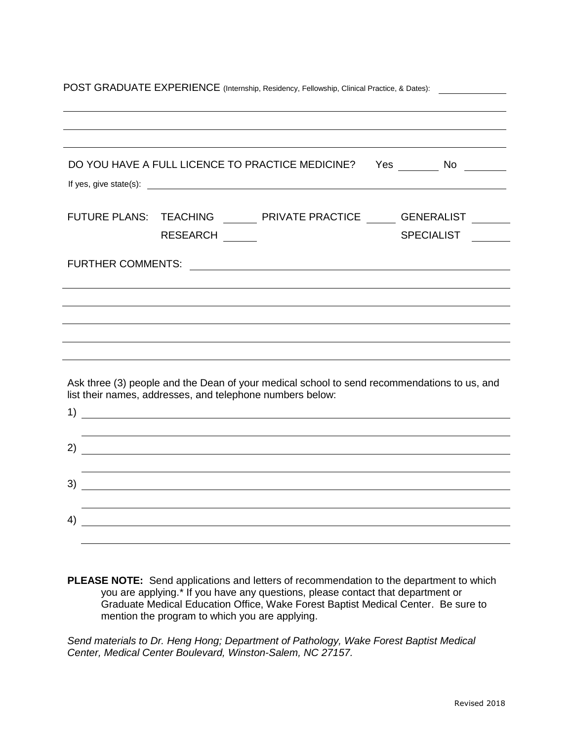POST GRADUATE EXPERIENCE (Internship, Residency, Fellowship, Clinical Practice, & Dates): ____________

______________________________________________________________________________

______________________________________________________________________________

______________________________________________________________________________

DO YOU HAVE A FULL LICENCE TO PRACTICE MEDICINE? Yes ________ No ________

If yes, give state(s): ______________________________________________________________

FUTURE PLANS: TEACHING ______ PRIVATE PRACTICE _____ GENERALIST _______

RESEARCH ______ SPECIALIST _______

FURTHER COMMENTS: ______________________________________________________

______________________________________________________________________________

______________________________________________________________________________

______________________________________________________________________________

______________________________________________________________________________

______________________________________________________________________________

Ask three (3) people and the Dean of your medical school to send recommendations to us, and list their names, addresses, and telephone numbers below:

1) ____________________________________________________________________________

____________________________________________________________________________

2) ____________________________________________________________________________

____________________________________________________________________________

3) ____________________________________________________________________________

____________________________________________________________________________

4) ____________________________________________________________________________

____________________________________________________________________________

**PLEASE NOTE:** Send applications and letters of recommendation to the department to which you are applying.* If you have any questions, please contact that department or Graduate Medical Education Office, Wake Forest Baptist Medical Center. Be sure to mention the program to which you are applying.

*Send materials to Dr. Heng Hong; Department of Pathology, Wake Forest Baptist Medical Center, Medical Center Boulevard, Winston-Salem, NC 27157.*

Revised 2018